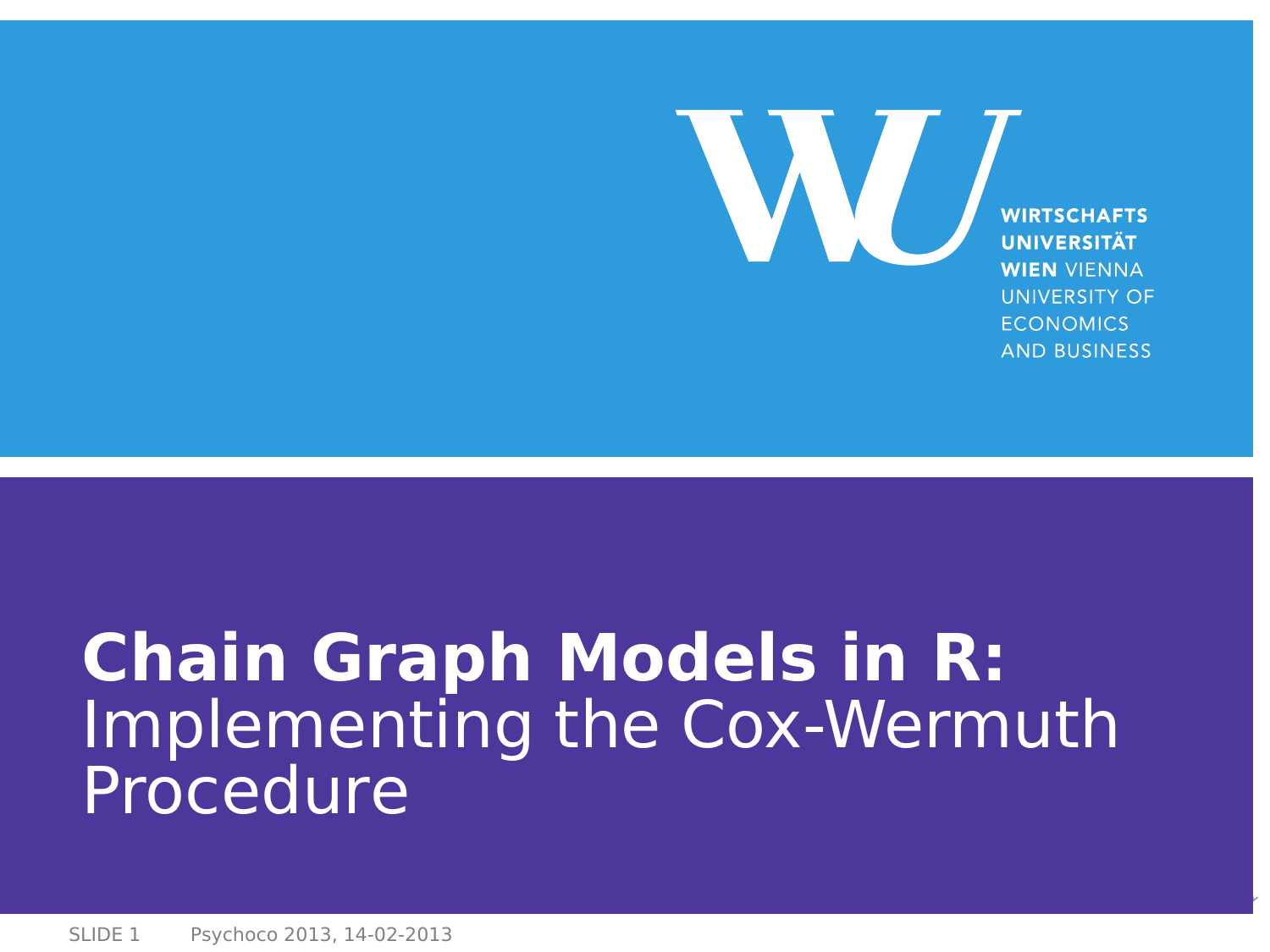WIRTSCHAFTS
UNIVERSITÄT
WIEN VIENNA
UNIVERSITY OF
ECONOMICS
AND BUSINESS

# **Chain Graph Models in R:** Implementing the Cox-Wermuth Procedure

Psychoco 2013, 14-02-2013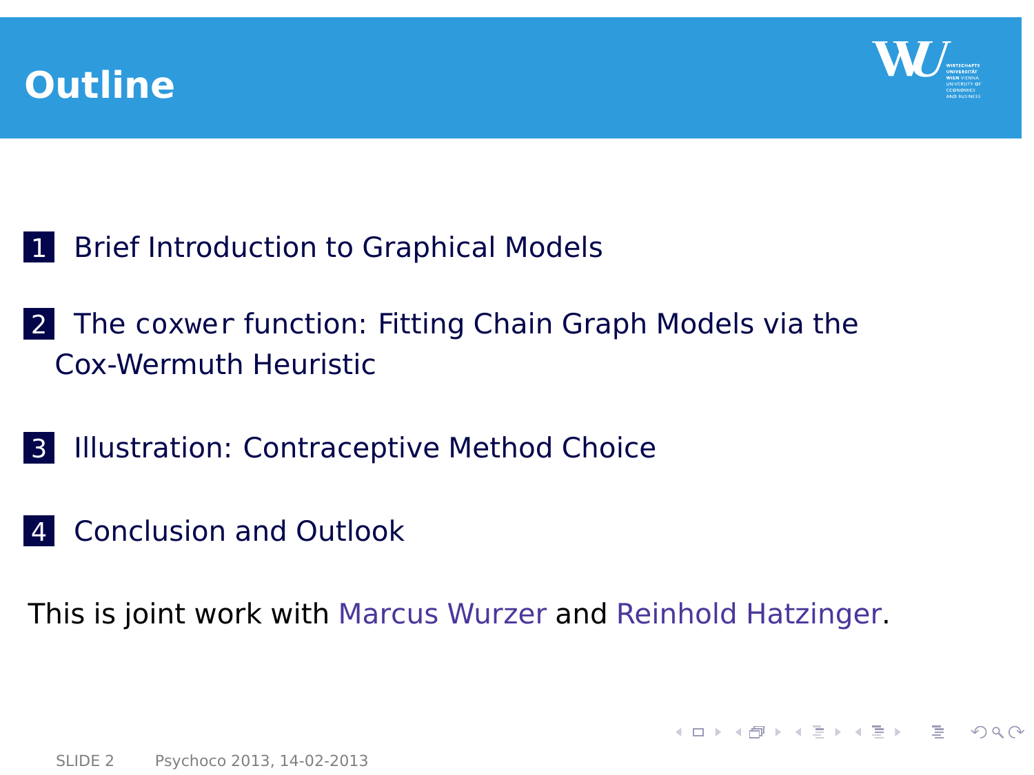# Outline

1. Brief Introduction to Graphical Models

2. The `coxwer` function: Fitting Chain Graph Models via the Cox-Wermuth Heuristic

3. Illustration: Contraceptive Method Choice

4. Conclusion and Outlook

This is joint work with Marcus Wurzer and Reinhold Hatzinger.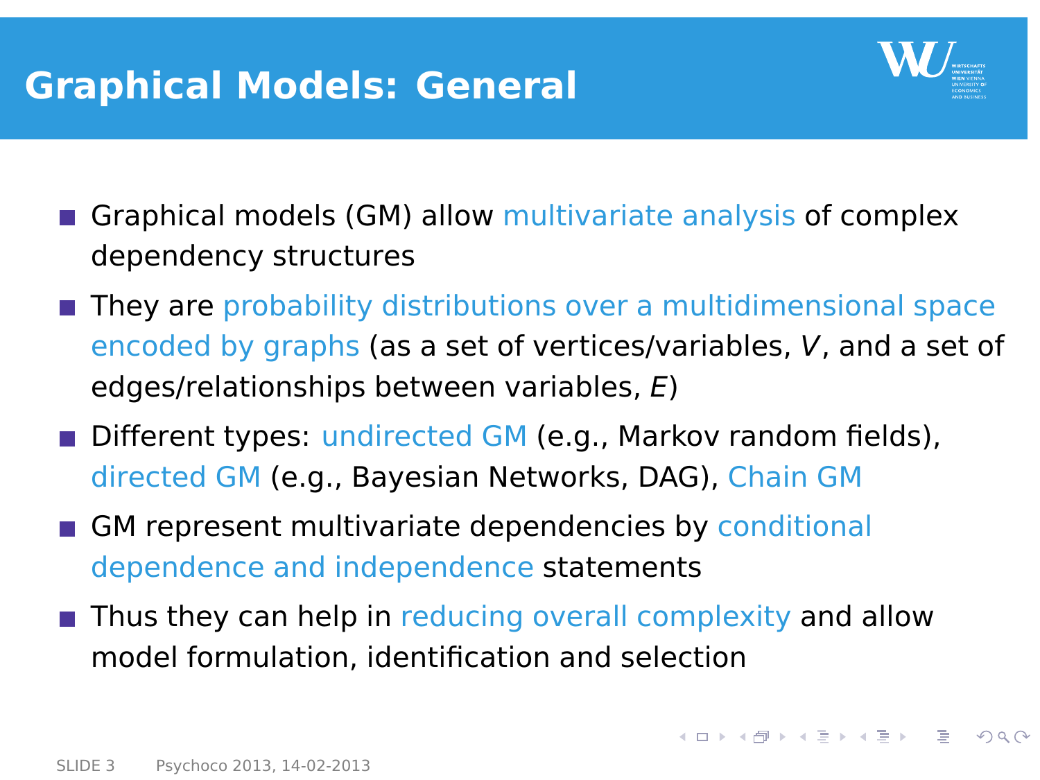# Graphical Models: General

- Graphical models (GM) allow multivariate analysis of complex dependency structures
- They are probability distributions over a multidimensional space encoded by graphs (as a set of vertices/variables, $V$, and a set of edges/relationships between variables, $E$)
- Different types: undirected GM (e.g., Markov random fields), directed GM (e.g., Bayesian Networks, DAG), Chain GM
- GM represent multivariate dependencies by conditional dependence and independence statements
- Thus they can help in reducing overall complexity and allow model formulation, identification and selection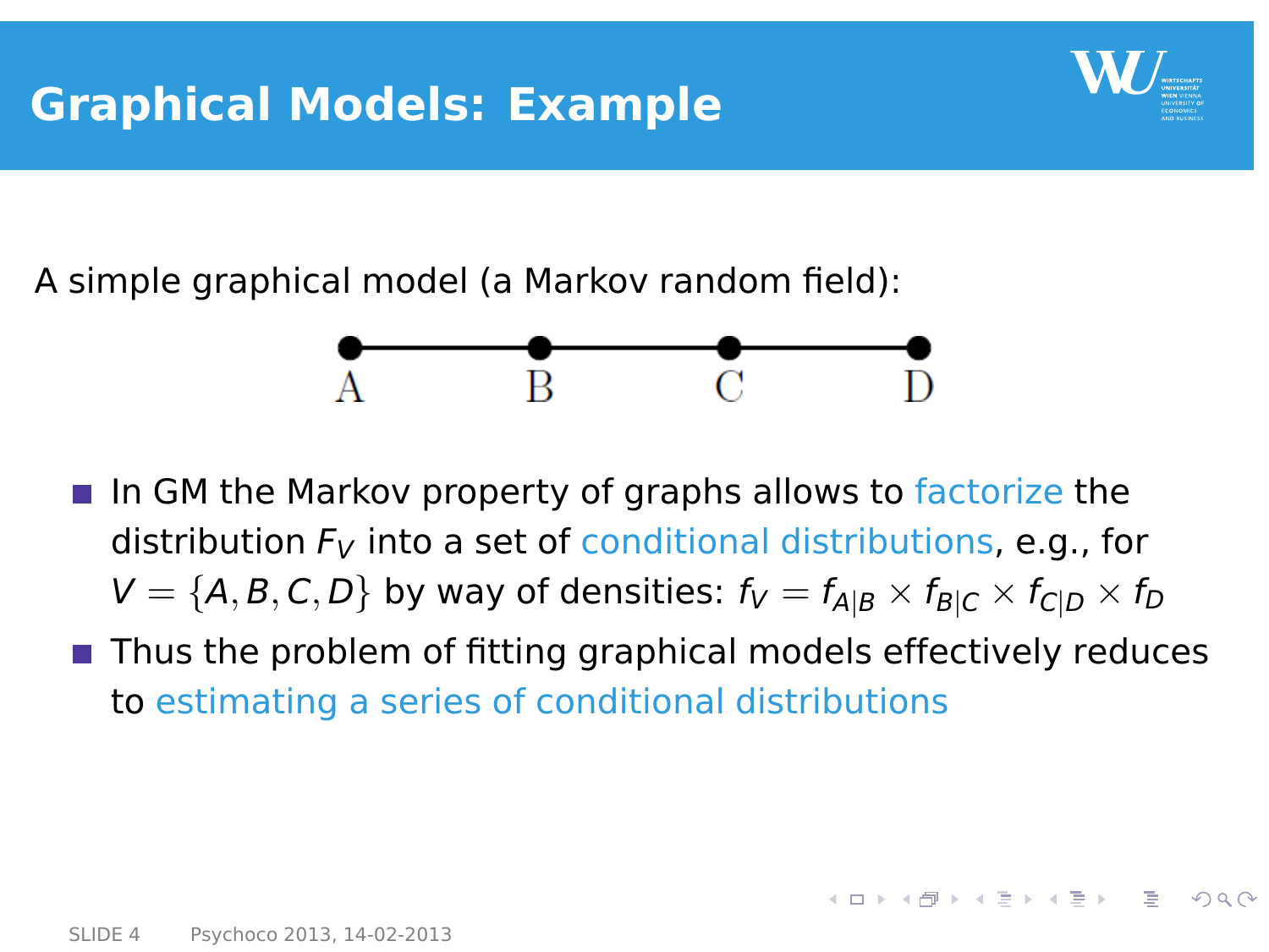# Graphical Models: Example

A simple graphical model (a Markov random field):

A — B — C — D

- In GM the Markov property of graphs allows to factorize the distribution $F_V$ into a set of conditional distributions, e.g., for $V = \{A, B, C, D\}$ by way of densities: $f_V = f_{A|B} \times f_{B|C} \times f_{C|D} \times f_D$
- Thus the problem of fitting graphical models effectively reduces to estimating a series of conditional distributions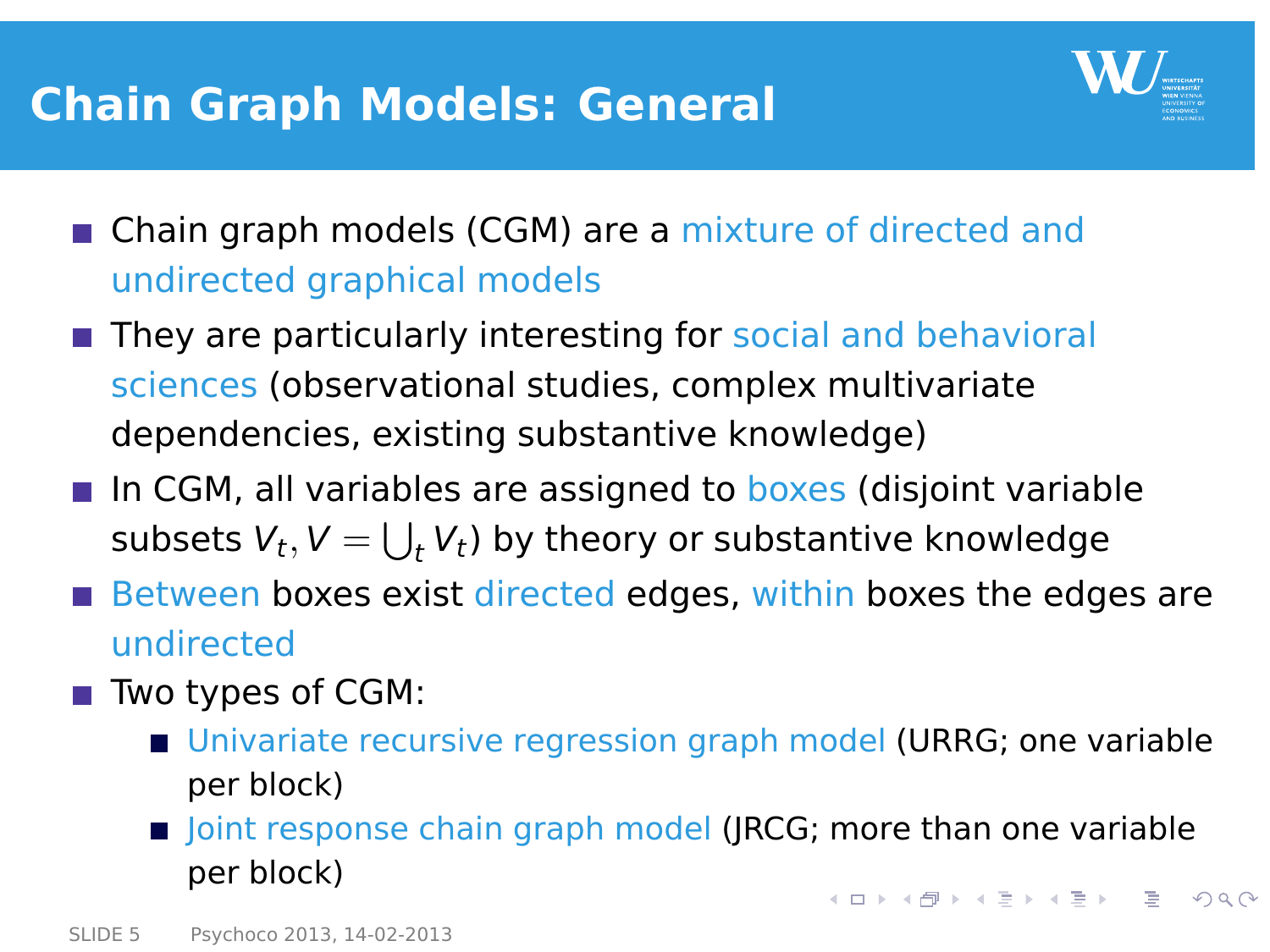# Chain Graph Models: General

- Chain graph models (CGM) are a mixture of directed and undirected graphical models
- They are particularly interesting for social and behavioral sciences (observational studies, complex multivariate dependencies, existing substantive knowledge)
- In CGM, all variables are assigned to boxes (disjoint variable subsets $V_t, V = \bigcup_t V_t$) by theory or substantive knowledge
- Between boxes exist directed edges, within boxes the edges are undirected
- Two types of CGM:
  - Univariate recursive regression graph model (URRG; one variable per block)
  - Joint response chain graph model (JRCG; more than one variable per block)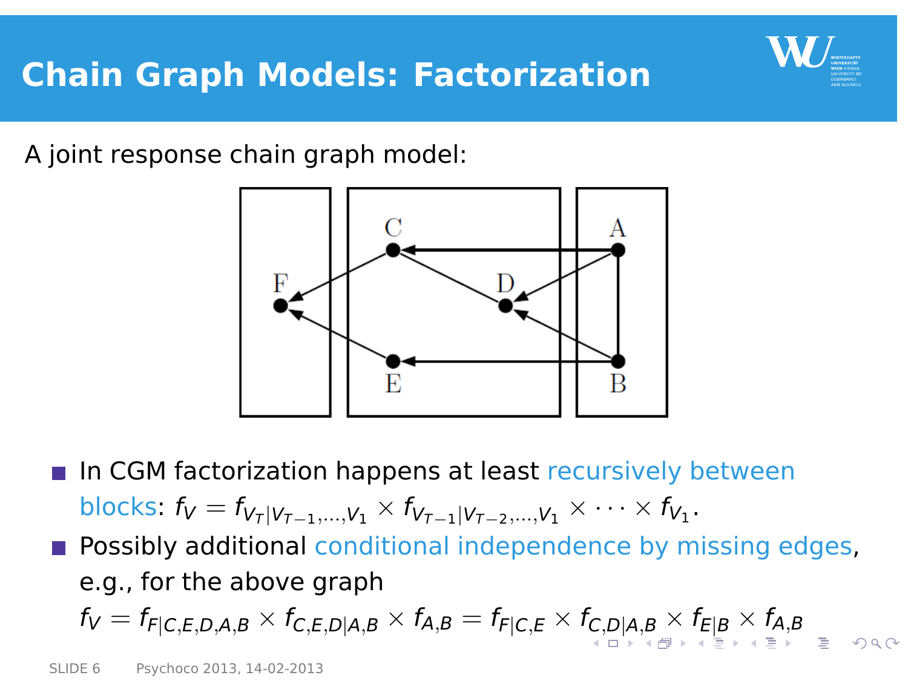# Chain Graph Models: Factorization

A joint response chain graph model:

- In CGM factorization happens at least recursively between blocks: $f_V = f_{V_T|V_{T-1},\ldots,V_1} \times f_{V_{T-1}|V_{T-2},\ldots,V_1} \times \cdots \times f_{V_1}$.
- Possibly additional conditional independence by missing edges, e.g., for the above graph
  $f_V = f_{F|C,E,D,A,B} \times f_{C,E,D|A,B} \times f_{A,B} = f_{F|C,E} \times f_{C,D|A,B} \times f_{E|B} \times f_{A,B}$

Psychoco 2013, 14-02-2013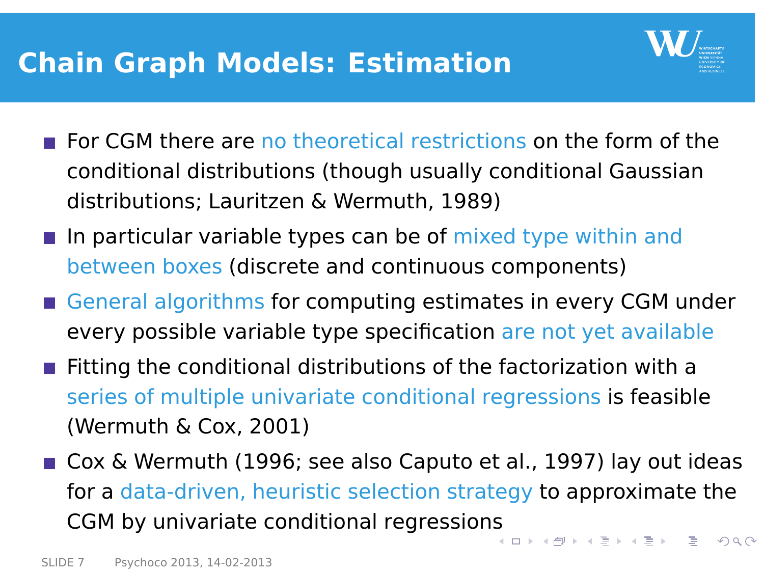# Chain Graph Models: Estimation

- For CGM there are no theoretical restrictions on the form of the conditional distributions (though usually conditional Gaussian distributions; Lauritzen & Wermuth, 1989)
- In particular variable types can be of mixed type within and between boxes (discrete and continuous components)
- General algorithms for computing estimates in every CGM under every possible variable type specification are not yet available
- Fitting the conditional distributions of the factorization with a series of multiple univariate conditional regressions is feasible (Wermuth & Cox, 2001)
- Cox & Wermuth (1996; see also Caputo et al., 1997) lay out ideas for a data-driven, heuristic selection strategy to approximate the CGM by univariate conditional regressions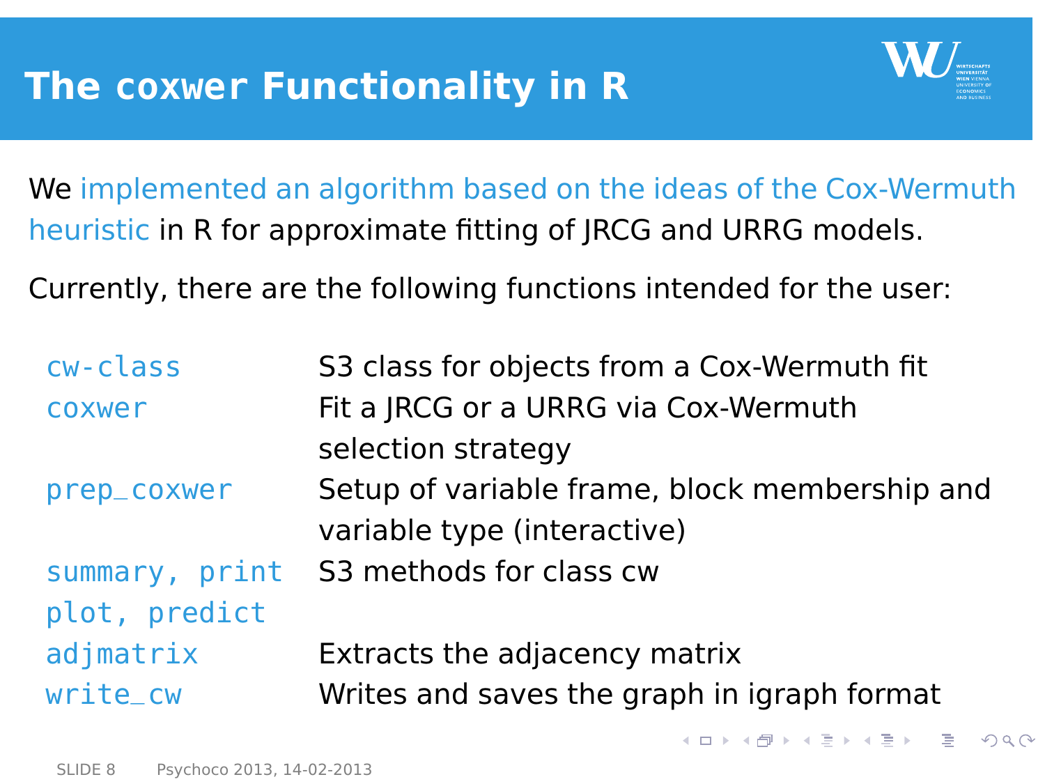# The coxwer Functionality in R

We implemented an algorithm based on the ideas of the Cox-Wermuth heuristic in R for approximate fitting of JRCG and URRG models.

Currently, there are the following functions intended for the user:

| | |
|---|---|
| `cw-class` | S3 class for objects from a Cox-Wermuth fit |
| `coxwer` | Fit a JRCG or a URRG via Cox-Wermuth selection strategy |
| `prep_coxwer` | Setup of variable frame, block membership and variable type (interactive) |
| `summary, print` `plot, predict` | S3 methods for class cw |
| `adjmatrix` | Extracts the adjacency matrix |
| `write_cw` | Writes and saves the graph in igraph format |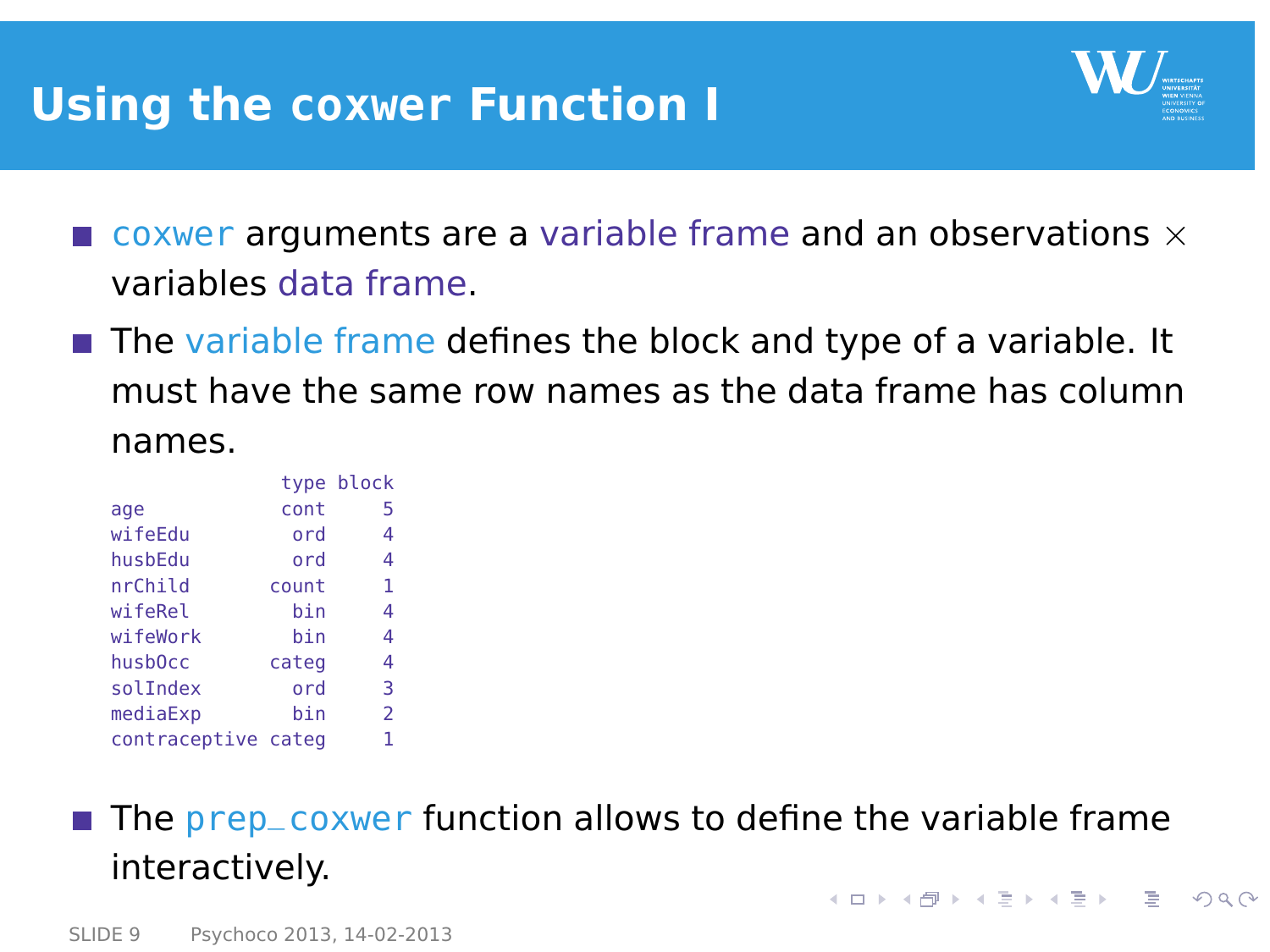# Using the coxwer Function I

- coxwer arguments are a variable frame and an observations $\times$ variables data frame.
- The variable frame defines the block and type of a variable. It must have the same row names as the data frame has column names.

```
              type block
age           cont     5
wifeEdu        ord     4
husbEdu        ord     4
nrChild      count     1
wifeRel        bin     4
wifeWork       bin     4
husbOcc      categ     4
solIndex       ord     3
mediaExp       bin     2
contraceptive categ    1
```

- The prep_coxwer function allows to define the variable frame interactively.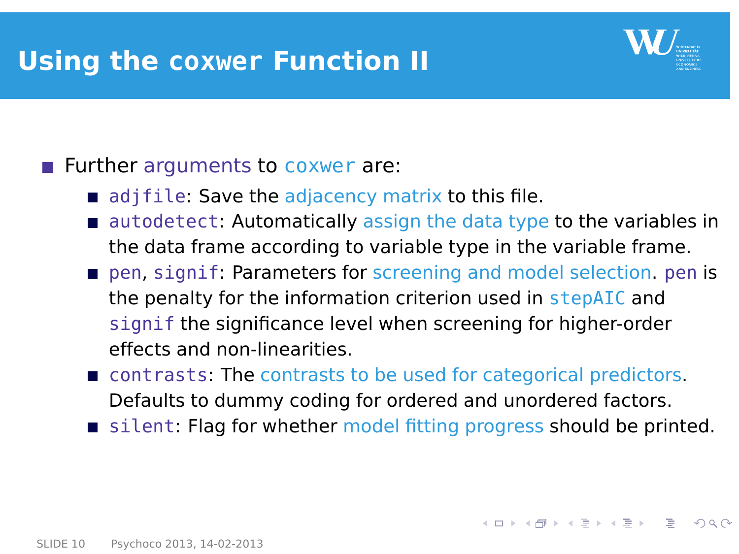# Using the `coxwer` Function II

- Further arguments to `coxwer` are:
  - `adjfile`: Save the adjacency matrix to this file.
  - `autodetect`: Automatically assign the data type to the variables in the data frame according to variable type in the variable frame.
  - `pen`, `signif`: Parameters for screening and model selection. `pen` is the penalty for the information criterion used in `stepAIC` and `signif` the significance level when screening for higher-order effects and non-linearities.
  - `contrasts`: The contrasts to be used for categorical predictors. Defaults to dummy coding for ordered and unordered factors.
  - `silent`: Flag for whether model fitting progress should be printed.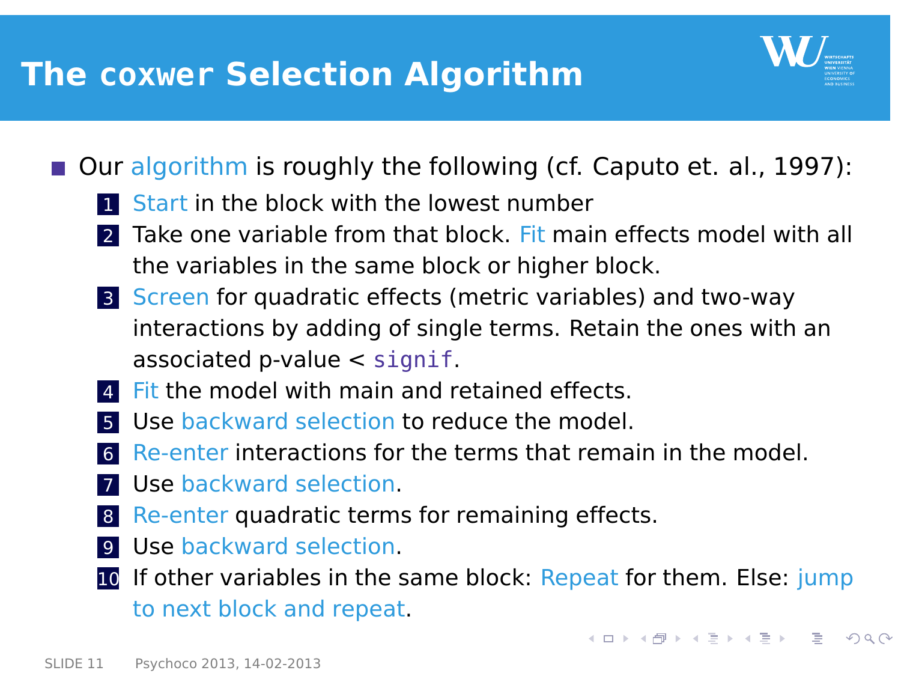# The `coxwer` Selection Algorithm

- Our algorithm is roughly the following (cf. Caputo et. al., 1997):
  1. Start in the block with the lowest number
  2. Take one variable from that block. Fit main effects model with all the variables in the same block or higher block.
  3. Screen for quadratic effects (metric variables) and two-way interactions by adding of single terms. Retain the ones with an associated p-value < `signif`.
  4. Fit the model with main and retained effects.
  5. Use backward selection to reduce the model.
  6. Re-enter interactions for the terms that remain in the model.
  7. Use backward selection.
  8. Re-enter quadratic terms for remaining effects.
  9. Use backward selection.
  10. If other variables in the same block: Repeat for them. Else: jump to next block and repeat.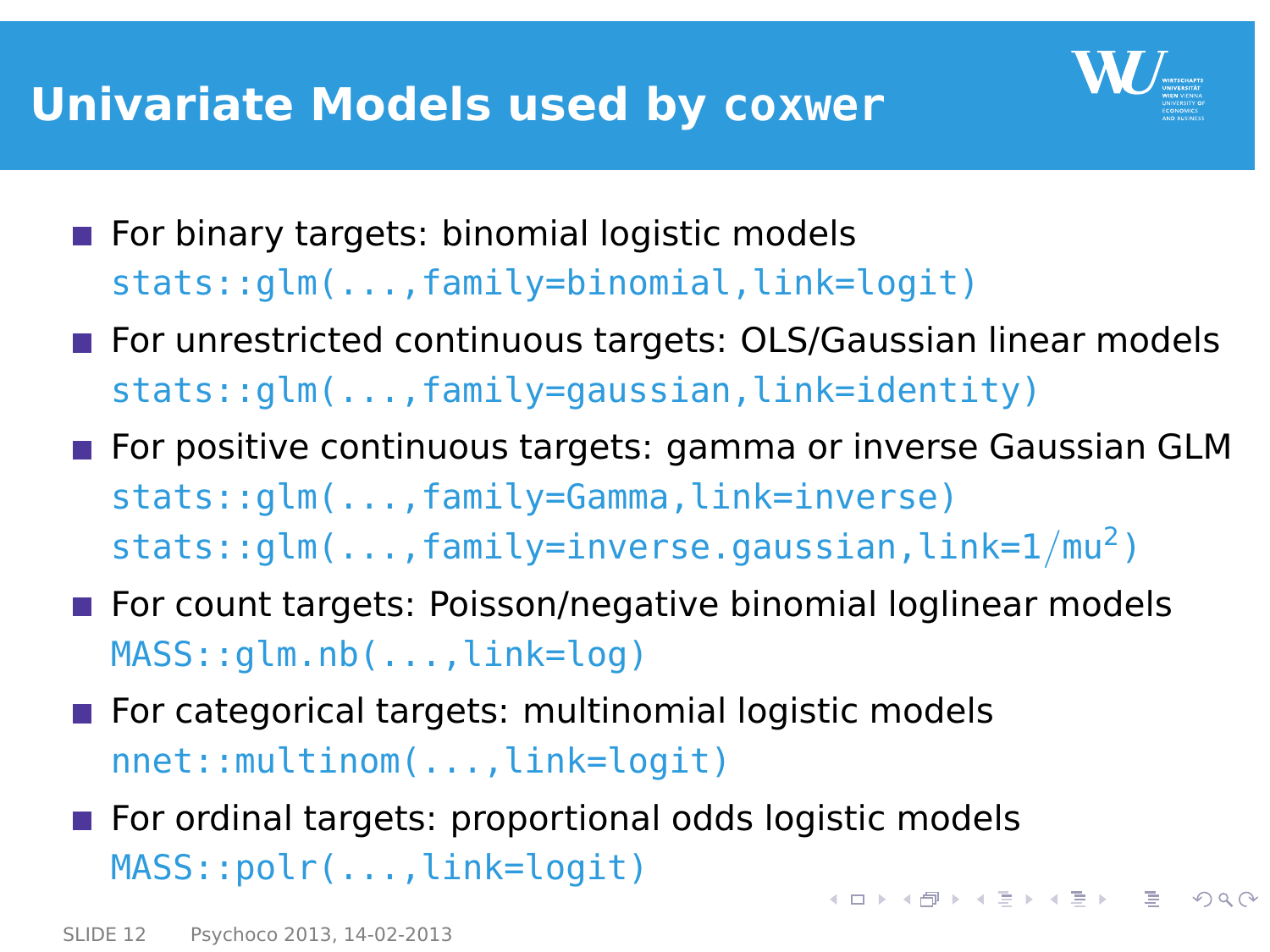# Univariate Models used by coxwer

- For binary targets: binomial logistic models
  `stats::glm(...,family=binomial,link=logit)`
- For unrestricted continuous targets: OLS/Gaussian linear models
  `stats::glm(...,family=gaussian,link=identity)`
- For positive continuous targets: gamma or inverse Gaussian GLM
  `stats::glm(...,family=Gamma,link=inverse)`
  `stats::glm(...,family=inverse.gaussian,link=1/mu^2)`
- For count targets: Poisson/negative binomial loglinear models
  `MASS::glm.nb(...,link=log)`
- For categorical targets: multinomial logistic models
  `nnet::multinom(...,link=logit)`
- For ordinal targets: proportional odds logistic models
  `MASS::polr(...,link=logit)`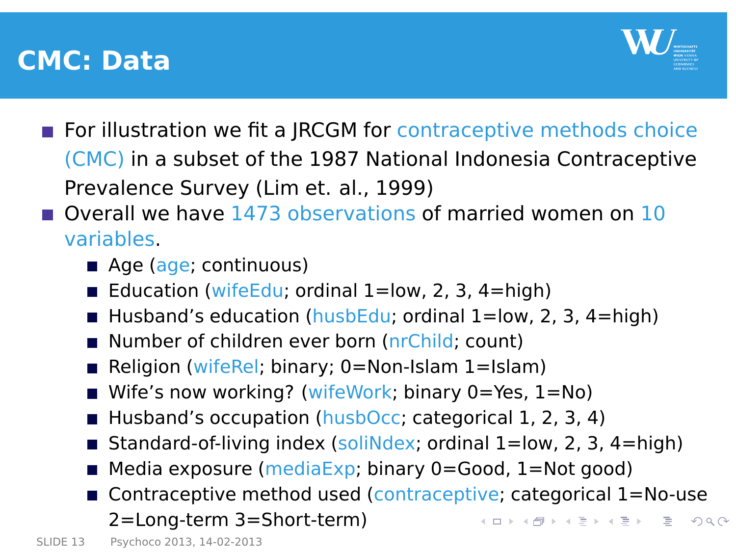# CMC: Data

- For illustration we fit a JRCGM for contraceptive methods choice (CMC) in a subset of the 1987 National Indonesia Contraceptive Prevalence Survey (Lim et. al., 1999)
- Overall we have 1473 observations of married women on 10 variables.
  - Age (age; continuous)
  - Education (wifeEdu; ordinal 1=low, 2, 3, 4=high)
  - Husband's education (husbEdu; ordinal 1=low, 2, 3, 4=high)
  - Number of children ever born (nrChild; count)
  - Religion (wifeRel; binary; 0=Non-Islam 1=Islam)
  - Wife's now working? (wifeWork; binary 0=Yes, 1=No)
  - Husband's occupation (husbOcc; categorical 1, 2, 3, 4)
  - Standard-of-living index (soliNdex; ordinal 1=low, 2, 3, 4=high)
  - Media exposure (mediaExp; binary 0=Good, 1=Not good)
  - Contraceptive method used (contraceptive; categorical 1=No-use 2=Long-term 3=Short-term)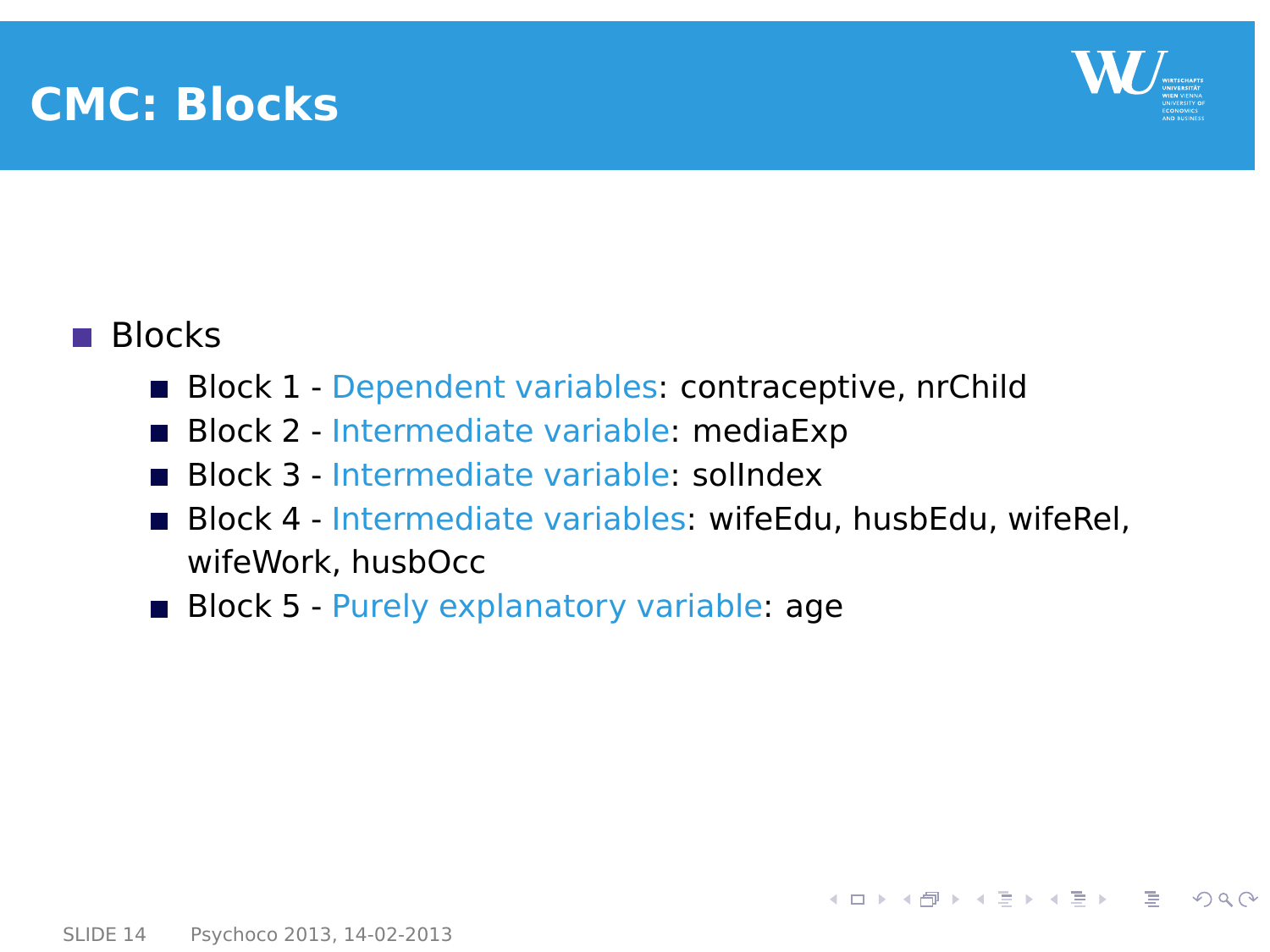# CMC: Blocks

- Blocks
  - Block 1 - Dependent variables: contraceptive, nrChild
  - Block 2 - Intermediate variable: mediaExp
  - Block 3 - Intermediate variable: solIndex
  - Block 4 - Intermediate variables: wifeEdu, husbEdu, wifeRel, wifeWork, husbOcc
  - Block 5 - Purely explanatory variable: age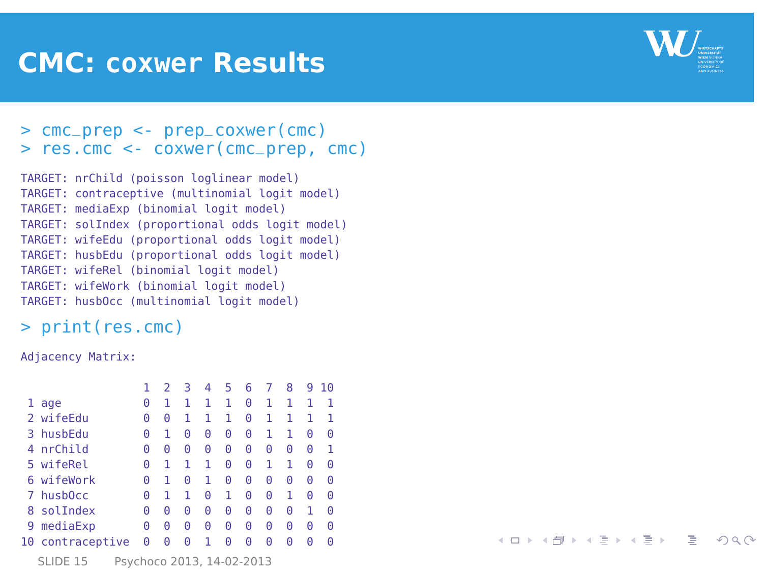# CMC: coxwer Results

```
> cmc_prep <- prep_coxwer(cmc)
> res.cmc <- coxwer(cmc_prep, cmc)
```

```
TARGET: nrChild (poisson loglinear model)
TARGET: contraceptive (multinomial logit model)
TARGET: mediaExp (binomial logit model)
TARGET: solIndex (proportional odds logit model)
TARGET: wifeEdu (proportional odds logit model)
TARGET: husbEdu (proportional odds logit model)
TARGET: wifeRel (binomial logit model)
TARGET: wifeWork (binomial logit model)
TARGET: husbOcc (multinomial logit model)
```

```
> print(res.cmc)
```

```
Adjacency Matrix:

                 1  2  3  4  5  6  7  8  9 10
 1 age           0  1  1  1  1  0  1  1  1  1
 2 wifeEdu       0  0  1  1  1  0  1  1  1  1
 3 husbEdu       0  1  0  0  0  0  1  1  0  0
 4 nrChild       0  0  0  0  0  0  0  0  0  1
 5 wifeRel       0  1  1  1  0  0  1  1  0  0
 6 wifeWork      0  1  0  1  0  0  0  0  0  0
 7 husbOcc       0  1  1  0  1  0  0  1  0  0
 8 solIndex      0  0  0  0  0  0  0  0  1  0
 9 mediaExp      0  0  0  0  0  0  0  0  0  0
10 contraceptive 0  0  0  1  0  0  0  0  0  0
```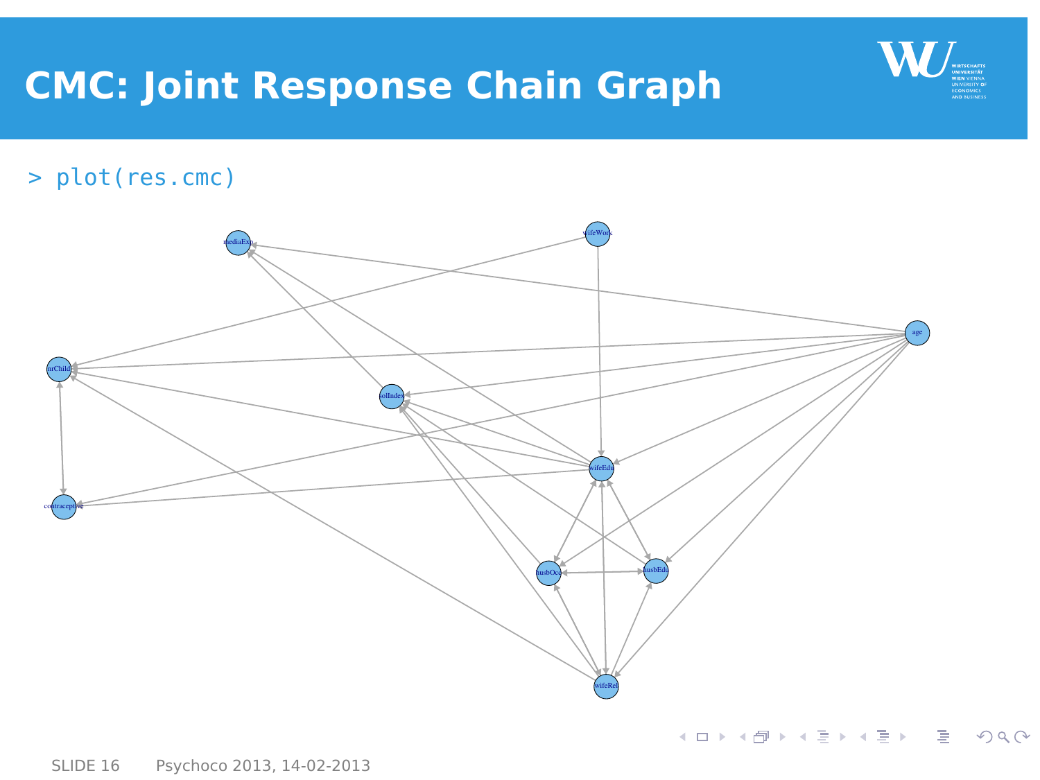# CMC: Joint Response Chain Graph

```
> plot(res.cmc)
```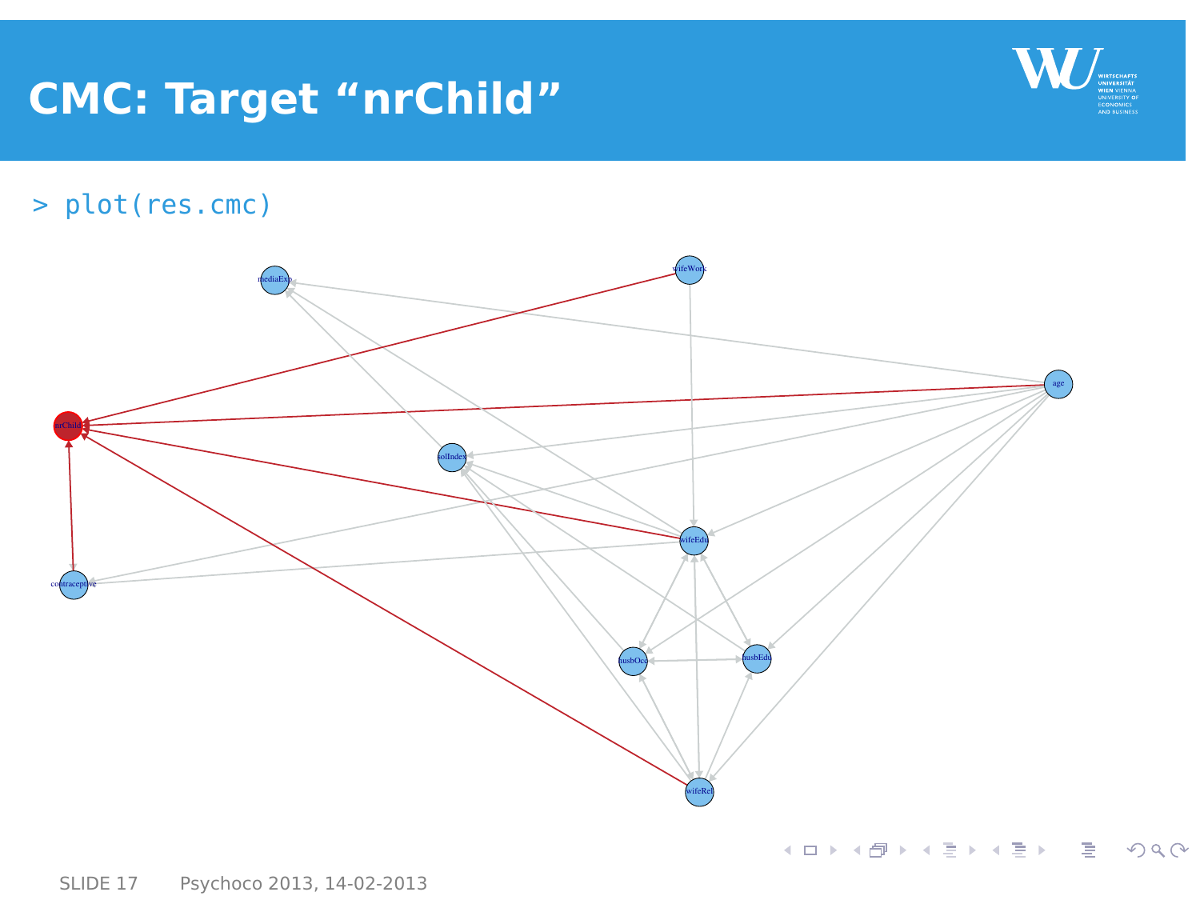# CMC: Target "nrChild"

```
> plot(res.cmc)
```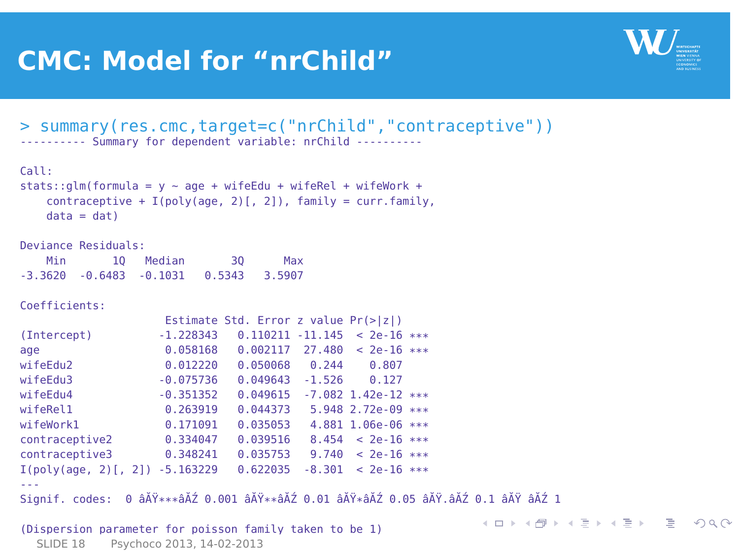# CMC: Model for “nrChild”

```
> summary(res.cmc,target=c("nrChild","contraceptive"))
---------- Summary for dependent variable: nrChild ----------

Call:
stats::glm(formula = y ~ age + wifeEdu + wifeRel + wifeWork +
    contraceptive + I(poly(age, 2)[, 2]), family = curr.family,
    data = dat)

Deviance Residuals:
    Min       1Q   Median       3Q      Max
-3.3620  -0.6483  -0.1031   0.5343   3.5907

Coefficients:
                      Estimate Std. Error z value Pr(>|z|)
(Intercept)          -1.228343   0.110211 -11.145  < 2e-16 ***
age                   0.058168   0.002117  27.480  < 2e-16 ***
wifeEdu2              0.012220   0.050068   0.244    0.807
wifeEdu3             -0.075736   0.049643  -1.526    0.127
wifeEdu4             -0.351352   0.049615  -7.082 1.42e-12 ***
wifeRel1              0.263919   0.044373   5.948 2.72e-09 ***
wifeWork1             0.171091   0.035053   4.881 1.06e-06 ***
contraceptive2        0.334047   0.039516   8.454  < 2e-16 ***
contraceptive3        0.348241   0.035753   9.740  < 2e-16 ***
I(poly(age, 2)[, 2]) -5.163229   0.622035  -8.301  < 2e-16 ***
---
Signif. codes:  0 âĂŸ***âĂŹ 0.001 âĂŸ**âĂŹ 0.01 âĂŸ*âĂŹ 0.05 âĂŸ.âĂŹ 0.1 âĂŸ âĂŹ 1

(Dispersion parameter for poisson family taken to be 1)
```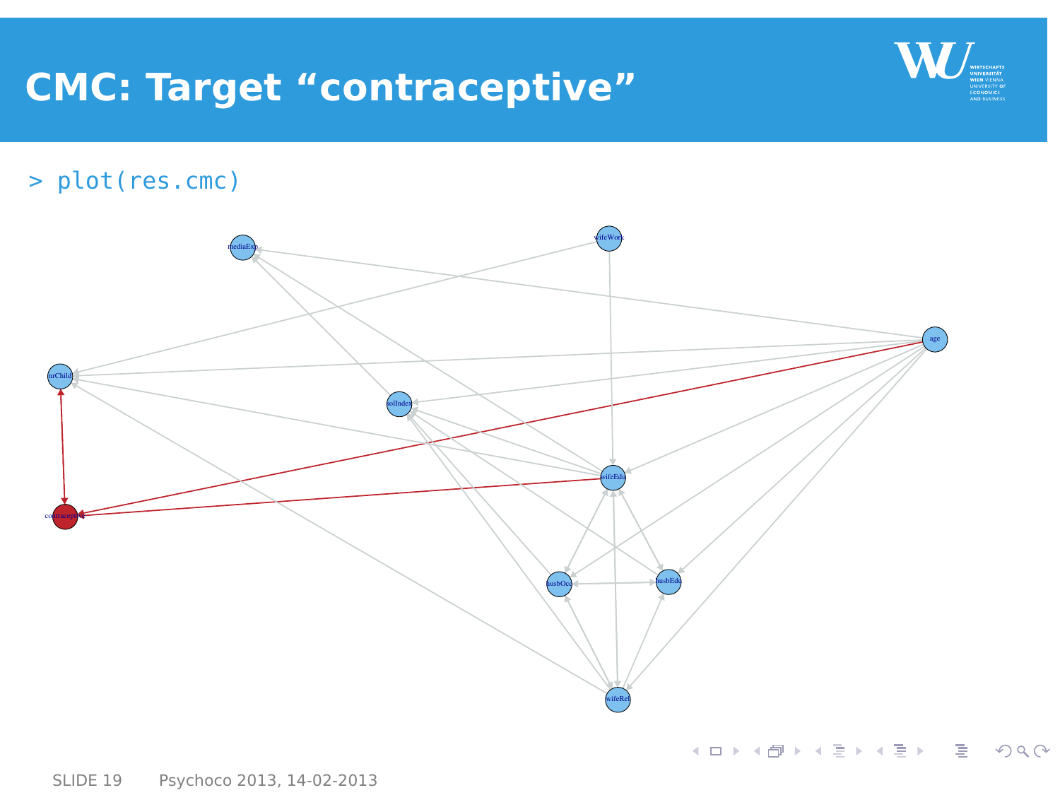# CMC: Target “contraceptive”

```
> plot(res.cmc)
```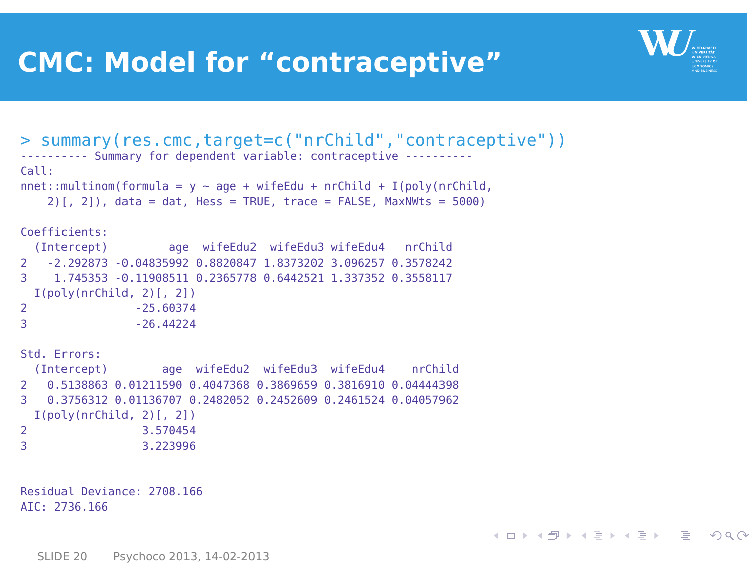# CMC: Model for “contraceptive”

```
> summary(res.cmc,target=c("nrChild","contraceptive"))
---------- Summary for dependent variable: contraceptive ----------
Call:
nnet::multinom(formula = y ~ age + wifeEdu + nrChild + I(poly(nrChild,
    2)[, 2]), data = dat, Hess = TRUE, trace = FALSE, MaxNWts = 5000)

Coefficients:
  (Intercept)         age  wifeEdu2  wifeEdu3 wifeEdu4   nrChild
2   -2.292873 -0.04835992 0.8820847 1.8373202 3.096257 0.3578242
3    1.745353 -0.11908511 0.2365778 0.6442521 1.337352 0.3558117
  I(poly(nrChild, 2)[, 2])
2                -25.60374
3                -26.44224

Std. Errors:
  (Intercept)        age  wifeEdu2  wifeEdu3  wifeEdu4    nrChild
2   0.5138863 0.01211590 0.4047368 0.3869659 0.3816910 0.04444398
3   0.3756312 0.01136707 0.2482052 0.2452609 0.2461524 0.04057962
  I(poly(nrChild, 2)[, 2])
2                 3.570454
3                 3.223996


Residual Deviance: 2708.166
AIC: 2736.166
```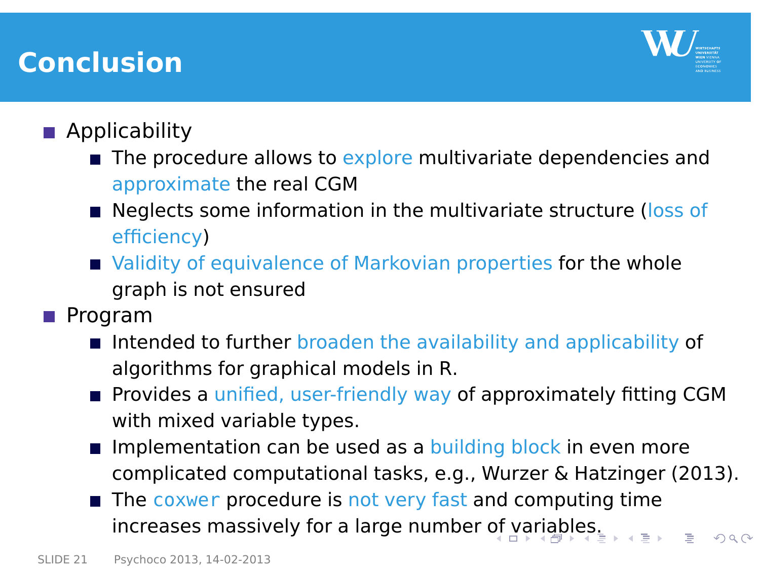# Conclusion

- Applicability
  - The procedure allows to explore multivariate dependencies and approximate the real CGM
  - Neglects some information in the multivariate structure (loss of efficiency)
  - Validity of equivalence of Markovian properties for the whole graph is not ensured
- Program
  - Intended to further broaden the availability and applicability of algorithms for graphical models in R.
  - Provides a unified, user-friendly way of approximately fitting CGM with mixed variable types.
  - Implementation can be used as a building block in even more complicated computational tasks, e.g., Wurzer & Hatzinger (2013).
  - The coxwer procedure is not very fast and computing time increases massively for a large number of variables.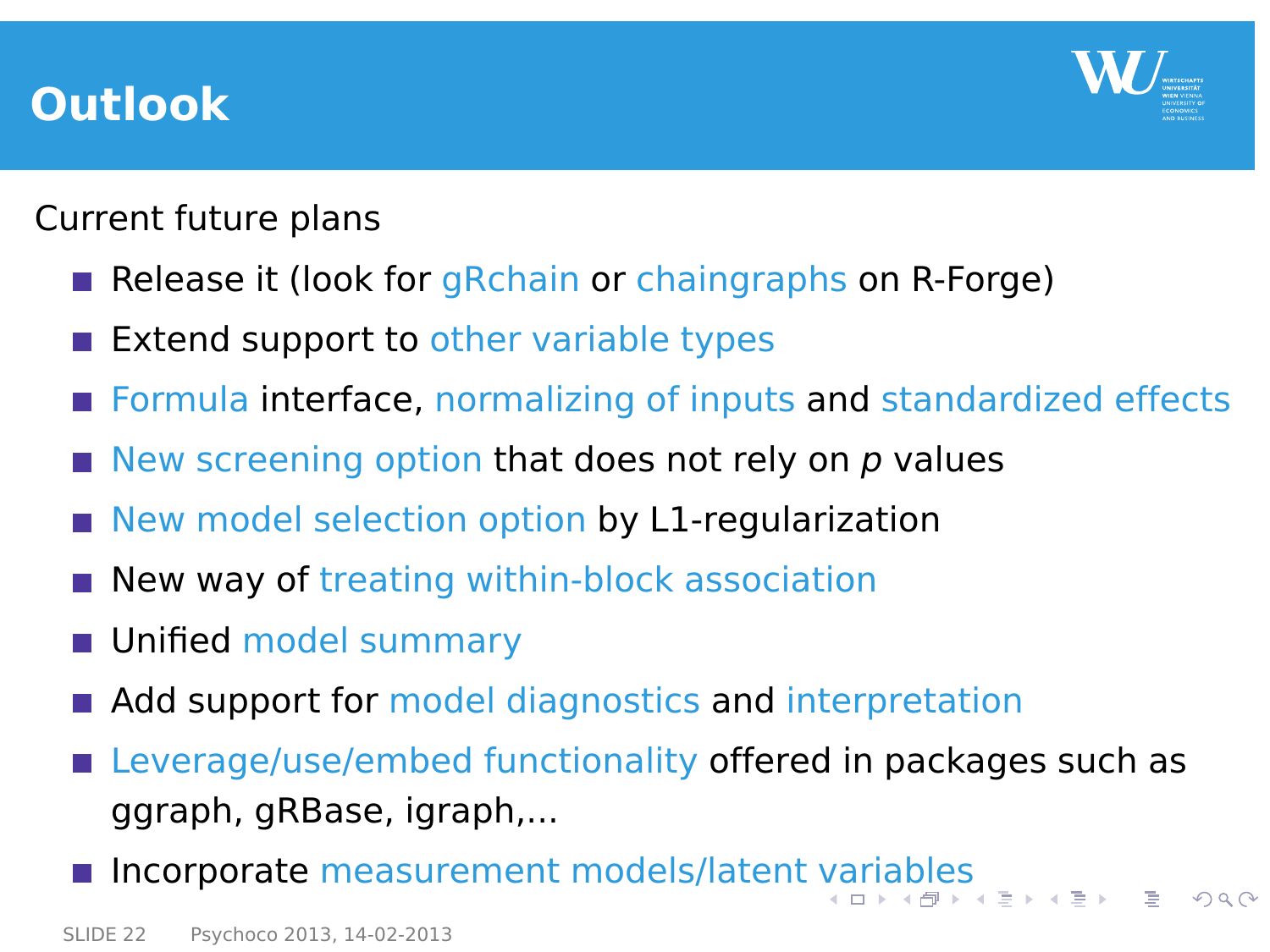# Outlook

Current future plans

- Release it (look for gRchain or chaingraphs on R-Forge)
- Extend support to other variable types
- Formula interface, normalizing of inputs and standardized effects
- New screening option that does not rely on *p* values
- New model selection option by L1-regularization
- New way of treating within-block association
- Unified model summary
- Add support for model diagnostics and interpretation
- Leverage/use/embed functionality offered in packages such as ggraph, gRBase, igraph,...
- Incorporate measurement models/latent variables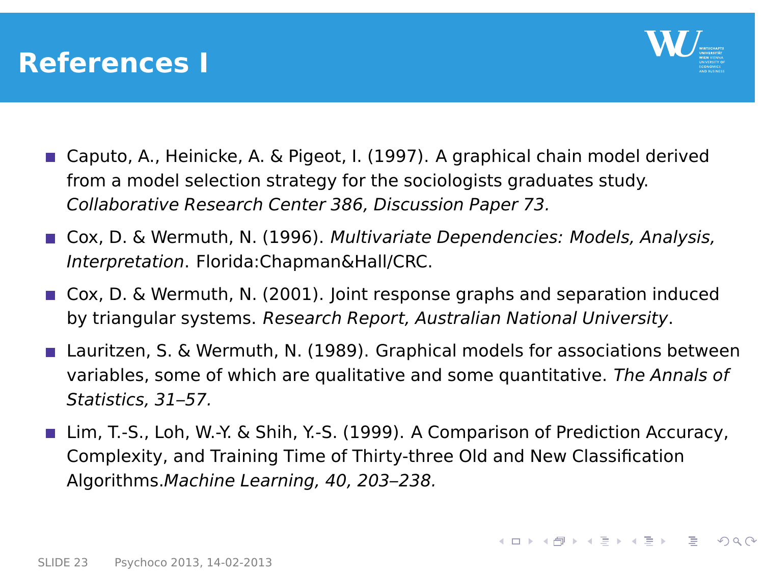# References I

- Caputo, A., Heinicke, A. & Pigeot, I. (1997). A graphical chain model derived from a model selection strategy for the sociologists graduates study. *Collaborative Research Center 386, Discussion Paper 73.*
- Cox, D. & Wermuth, N. (1996). *Multivariate Dependencies: Models, Analysis, Interpretation*. Florida:Chapman&Hall/CRC.
- Cox, D. & Wermuth, N. (2001). Joint response graphs and separation induced by triangular systems. *Research Report, Australian National University*.
- Lauritzen, S. & Wermuth, N. (1989). Graphical models for associations between variables, some of which are qualitative and some quantitative. *The Annals of Statistics, 31–57.*
- Lim, T.-S., Loh, W.-Y. & Shih, Y.-S. (1999). A Comparison of Prediction Accuracy, Complexity, and Training Time of Thirty-three Old and New Classification Algorithms.*Machine Learning, 40, 203–238.*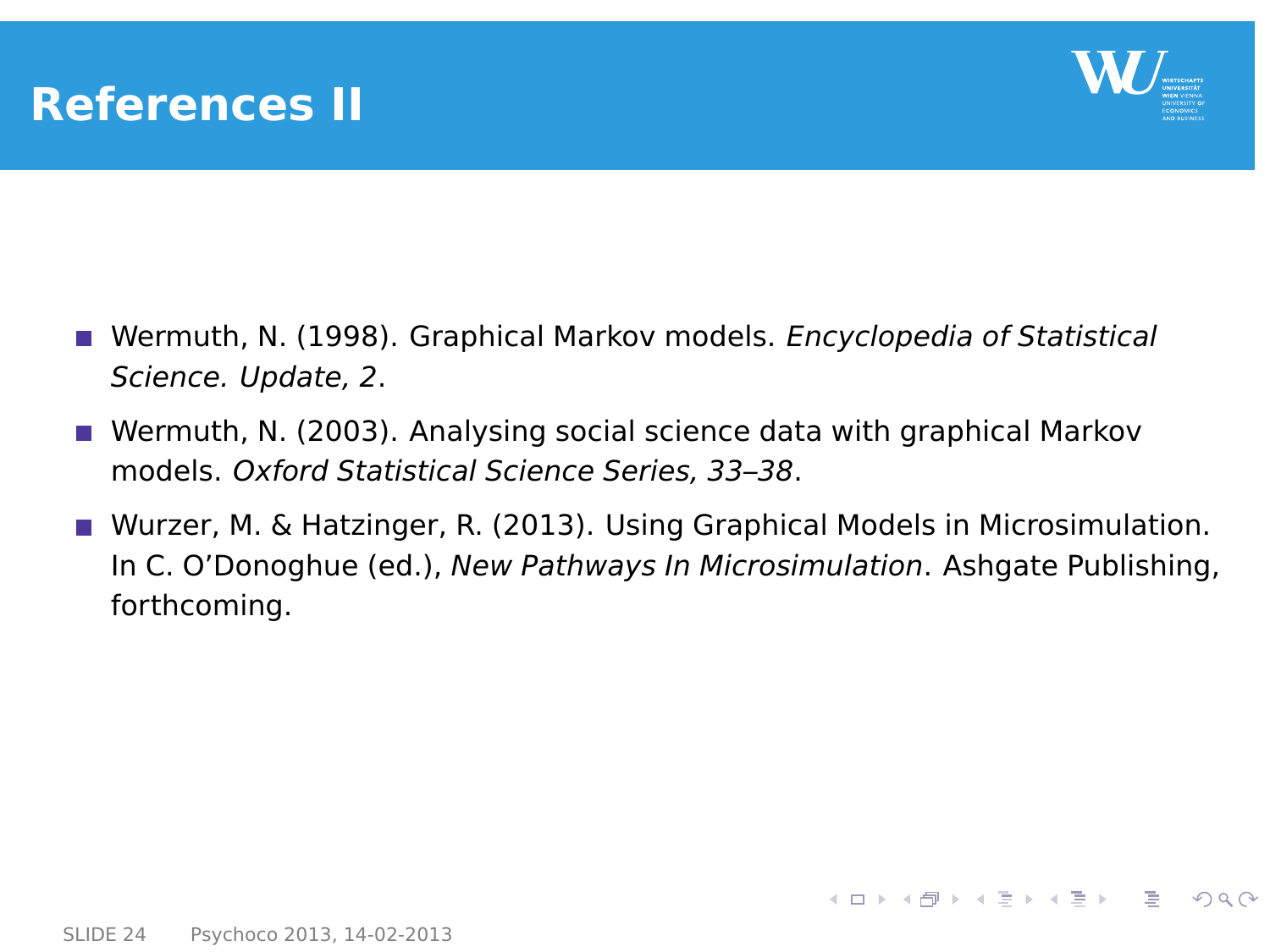# References II

- Wermuth, N. (1998). Graphical Markov models. *Encyclopedia of Statistical Science. Update, 2*.
- Wermuth, N. (2003). Analysing social science data with graphical Markov models. *Oxford Statistical Science Series, 33–38*.
- Wurzer, M. & Hatzinger, R. (2013). Using Graphical Models in Microsimulation. In C. O'Donoghue (ed.), *New Pathways In Microsimulation*. Ashgate Publishing, forthcoming.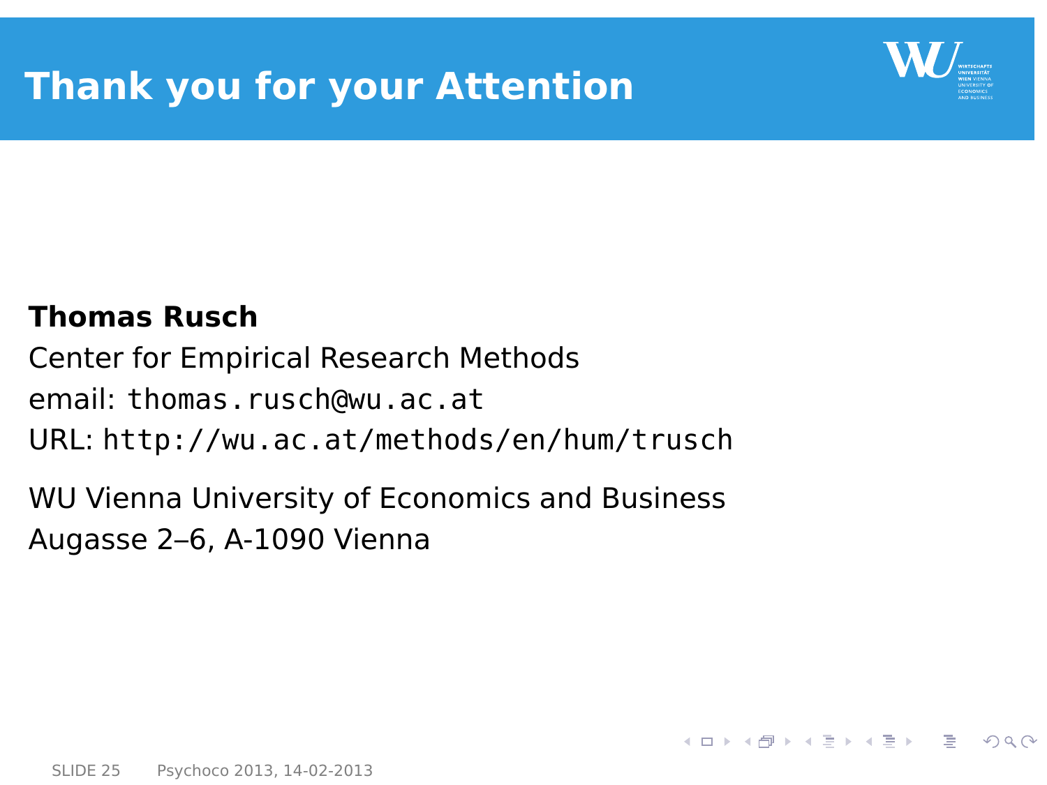# Thank you for your Attention

**Thomas Rusch**

Center for Empirical Research Methods

email: `thomas.rusch@wu.ac.at`

URL: `http://wu.ac.at/methods/en/hum/trusch`

WU Vienna University of Economics and Business

Augasse 2–6, A-1090 Vienna